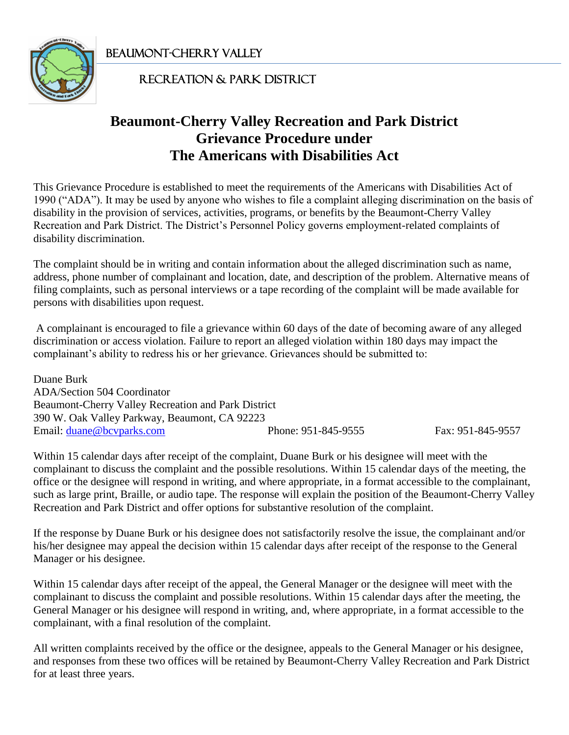BEAUMONT-CHERRY VALLEY

RECREATION & PARK DISTRICT

# Beaumont-Cherry Valley Recreation and Park District Grievance Procedure under The Americans with Disabilities Act

This Grievance Procedure is established to meet the requirements of the Americans with Disabilities Act of 1990 ("ADA"). It may be used by anyone who wishes to file a complaint alleging discrimination on the basis of disability in the provision of services, activities, programs, or benefits by the Beaumont-Cherry Valley Recreation and Park District. The District's Personnel Policy governs employment-related complaints of disability discrimination.

The complaint should be in writing and contain information about the alleged discrimination such as name, address, phone number of complainant and location, date, and description of the problem. Alternative means of filing complaints, such as personal interviews or a tape recording of the complaint will be made available for persons with disabilities upon request.

A complainant is encouraged to file a grievance within 60 days of the date of becoming aware of any alleged discrimination or access violation. Failure to report an alleged violation within 180 days may impact the complainant's ability to redress his or her grievance. Grievances should be submitted to:

Duane Burk
ADA/Section 504 Coordinator
Beaumont-Cherry Valley Recreation and Park District
390 W. Oak Valley Parkway, Beaumont, CA 92223
Email: duane@bcvparks.com Phone: 951-845-9555 Fax: 951-845-9557

Within 15 calendar days after receipt of the complaint, Duane Burk or his designee will meet with the complainant to discuss the complaint and the possible resolutions. Within 15 calendar days of the meeting, the office or the designee will respond in writing, and where appropriate, in a format accessible to the complainant, such as large print, Braille, or audio tape. The response will explain the position of the Beaumont-Cherry Valley Recreation and Park District and offer options for substantive resolution of the complaint.

If the response by Duane Burk or his designee does not satisfactorily resolve the issue, the complainant and/or his/her designee may appeal the decision within 15 calendar days after receipt of the response to the General Manager or his designee.

Within 15 calendar days after receipt of the appeal, the General Manager or the designee will meet with the complainant to discuss the complaint and possible resolutions. Within 15 calendar days after the meeting, the General Manager or his designee will respond in writing, and, where appropriate, in a format accessible to the complainant, with a final resolution of the complaint.

All written complaints received by the office or the designee, appeals to the General Manager or his designee, and responses from these two offices will be retained by Beaumont-Cherry Valley Recreation and Park District for at least three years.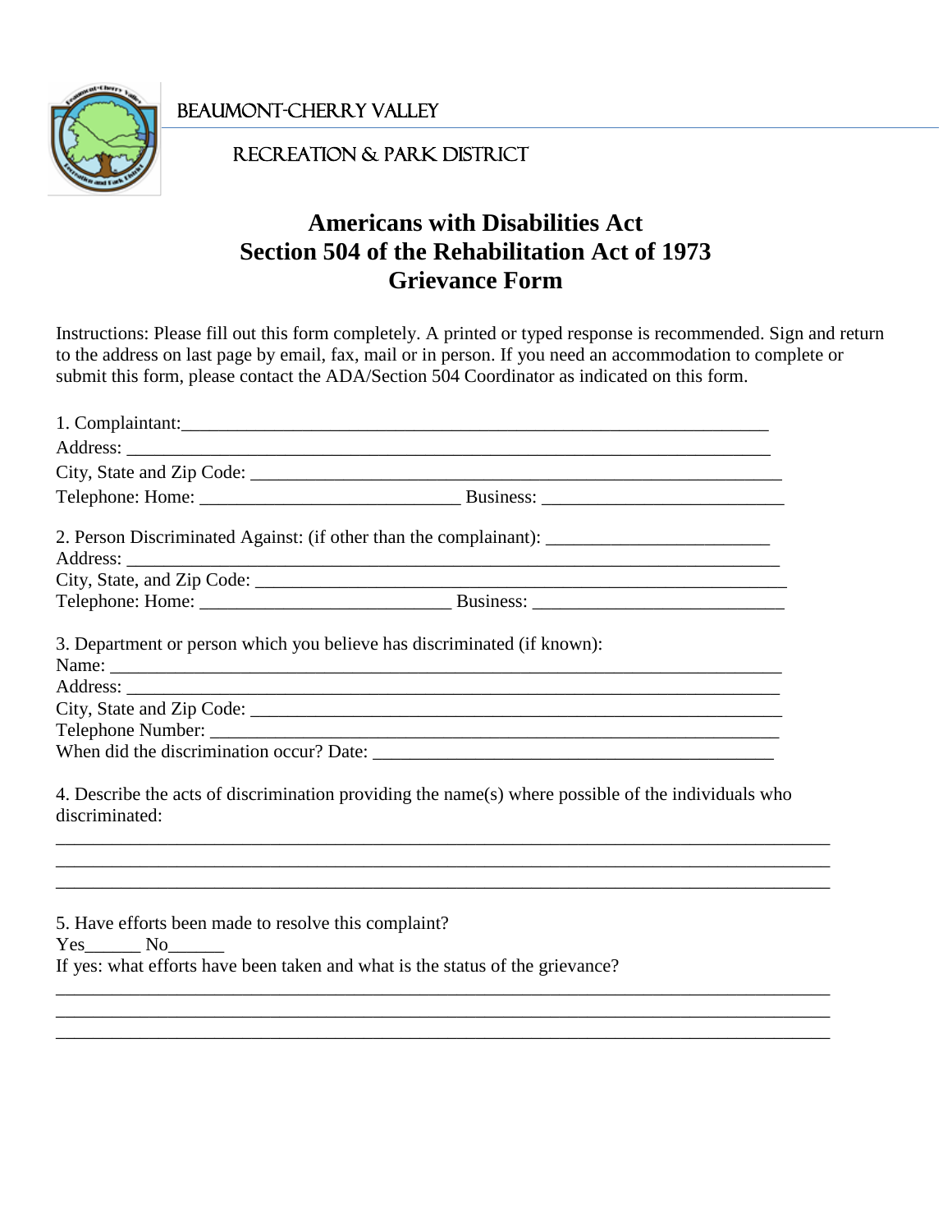BEAUMONT-CHERRY VALLEY

RECREATION & PARK DISTRICT

# Americans with Disabilities Act
# Section 504 of the Rehabilitation Act of 1973
# Grievance Form

Instructions: Please fill out this form completely. A printed or typed response is recommended. Sign and return to the address on last page by email, fax, mail or in person. If you need an accommodation to complete or submit this form, please contact the ADA/Section 504 Coordinator as indicated on this form.

1. Complainant:_______________________________________________________________
Address: ____________________________________________________________________
City, State and Zip Code: _____________________________________________________
Telephone: Home: ___________________________ Business: _________________________

2. Person Discriminated Against: (if other than the complainant): ________________________
Address: ____________________________________________________________________
City, State, and Zip Code: _____________________________________________________
Telephone: Home: ___________________________ Business: ___________________________

3. Department or person which you believe has discriminated (if known):
Name: ______________________________________________________________________
Address: ____________________________________________________________________
City, State and Zip Code: _____________________________________________________
Telephone Number: _________________________________________________________
When did the discrimination occur? Date: ____________________________________________

4. Describe the acts of discrimination providing the name(s) where possible of the individuals who discriminated:
_______________________________________________________________________________
_______________________________________________________________________________
_______________________________________________________________________________

5. Have efforts been made to resolve this complaint?
Yes______ No______
If yes: what efforts have been taken and what is the status of the grievance?
_______________________________________________________________________________
_______________________________________________________________________________
_______________________________________________________________________________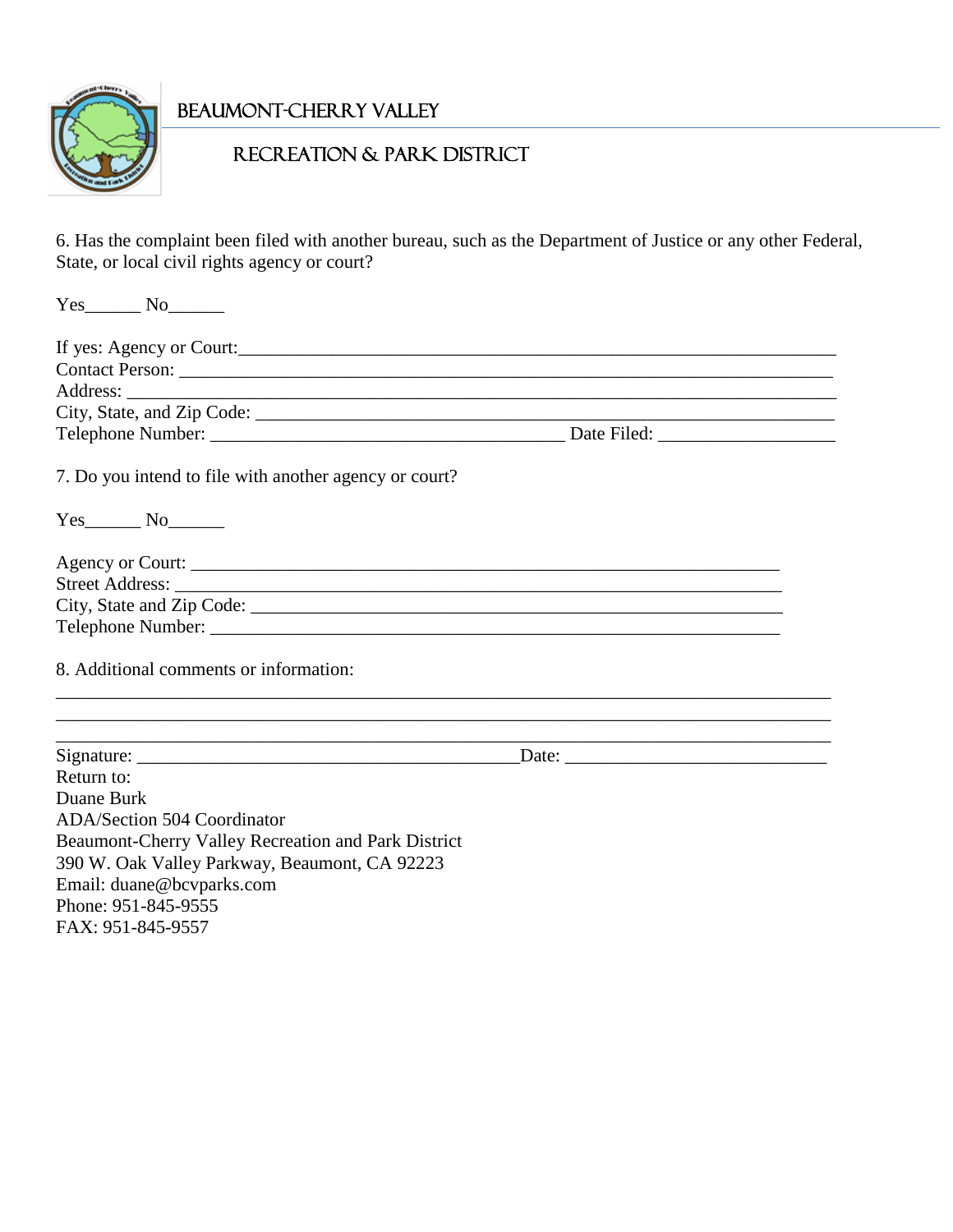# Beaumont-Cherry Valley

## Recreation & Park District

6. Has the complaint been filed with another bureau, such as the Department of Justice or any other Federal, State, or local civil rights agency or court?

Yes______ No______

If yes: Agency or Court:_______________________________________________________________
Contact Person: _____________________________________________________________________
Address: ___________________________________________________________________________
City, State, and Zip Code: _____________________________________________________________
Telephone Number: ______________________________________ Date Filed: ___________________

7. Do you intend to file with another agency or court?

Yes______ No______

Agency or Court: ______________________________________________________________
Street Address: ________________________________________________________________
City, State and Zip Code: ________________________________________________________
Telephone Number: _____________________________________________________________

8. Additional comments or information:

_____________________________________________________________________________________
_____________________________________________________________________________________
_____________________________________________________________________________________

Signature: ___________________________________________Date: ____________________________

Return to:
Duane Burk
ADA/Section 504 Coordinator
Beaumont-Cherry Valley Recreation and Park District
390 W. Oak Valley Parkway, Beaumont, CA 92223
Email: duane@bcvparks.com
Phone: 951-845-9555
FAX: 951-845-9557